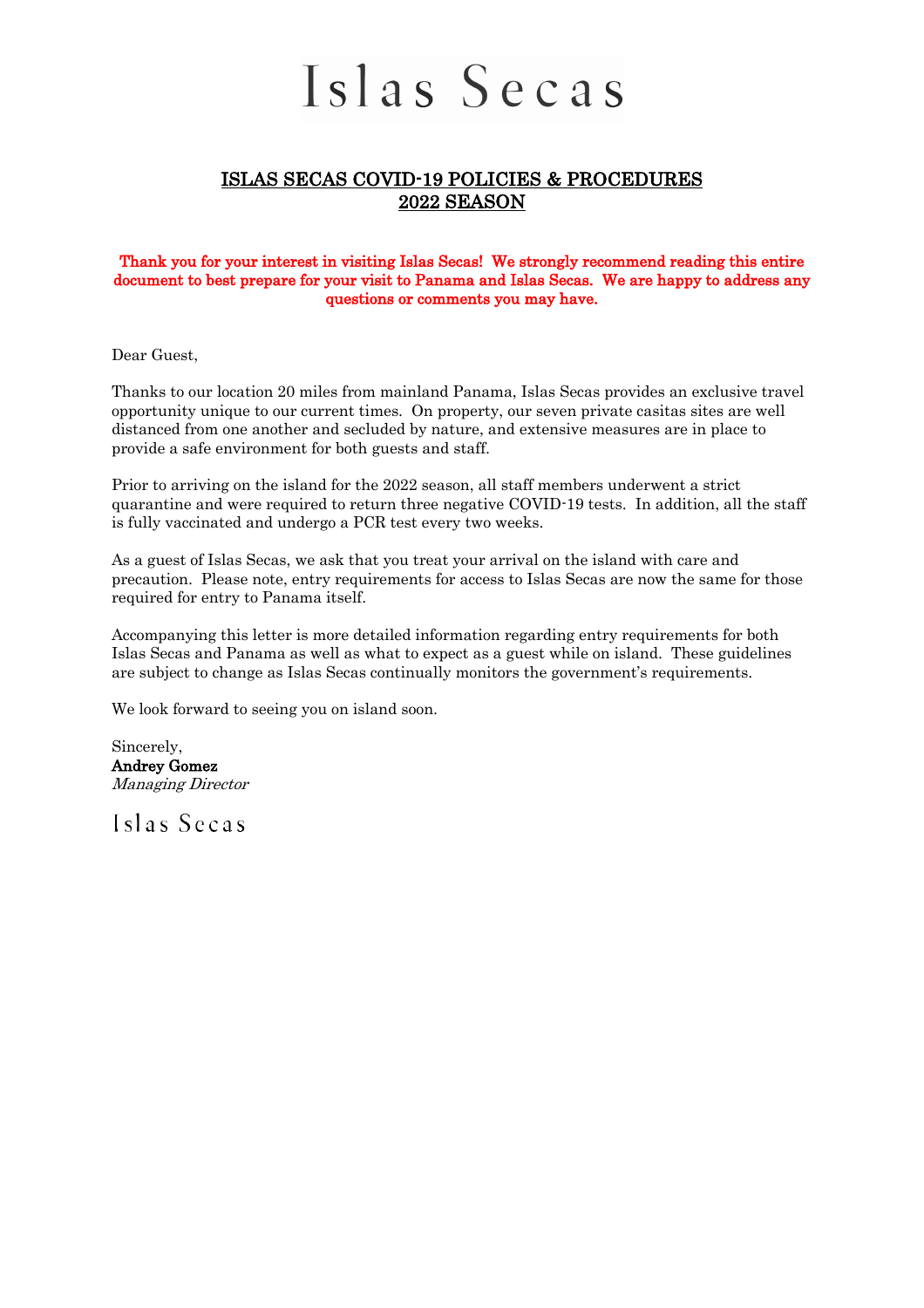# Islas Secas

## ISLAS SECAS COVID-19 POLICIES & PROCEDURES
## 2022 SEASON

**Thank you for your interest in visiting Islas Secas! We strongly recommend reading this entire document to best prepare for your visit to Panama and Islas Secas. We are happy to address any questions or comments you may have.**

Dear Guest,

Thanks to our location 20 miles from mainland Panama, Islas Secas provides an exclusive travel opportunity unique to our current times. On property, our seven private casitas sites are well distanced from one another and secluded by nature, and extensive measures are in place to provide a safe environment for both guests and staff.

Prior to arriving on the island for the 2022 season, all staff members underwent a strict quarantine and were required to return three negative COVID-19 tests. In addition, all the staff is fully vaccinated and undergo a PCR test every two weeks.

As a guest of Islas Secas, we ask that you treat your arrival on the island with care and precaution. Please note, entry requirements for access to Islas Secas are now the same for those required for entry to Panama itself.

Accompanying this letter is more detailed information regarding entry requirements for both Islas Secas and Panama as well as what to expect as a guest while on island. These guidelines are subject to change as Islas Secas continually monitors the government's requirements.

We look forward to seeing you on island soon.

Sincerely,
**Andrey Gomez**
*Managing Director*

Islas Secas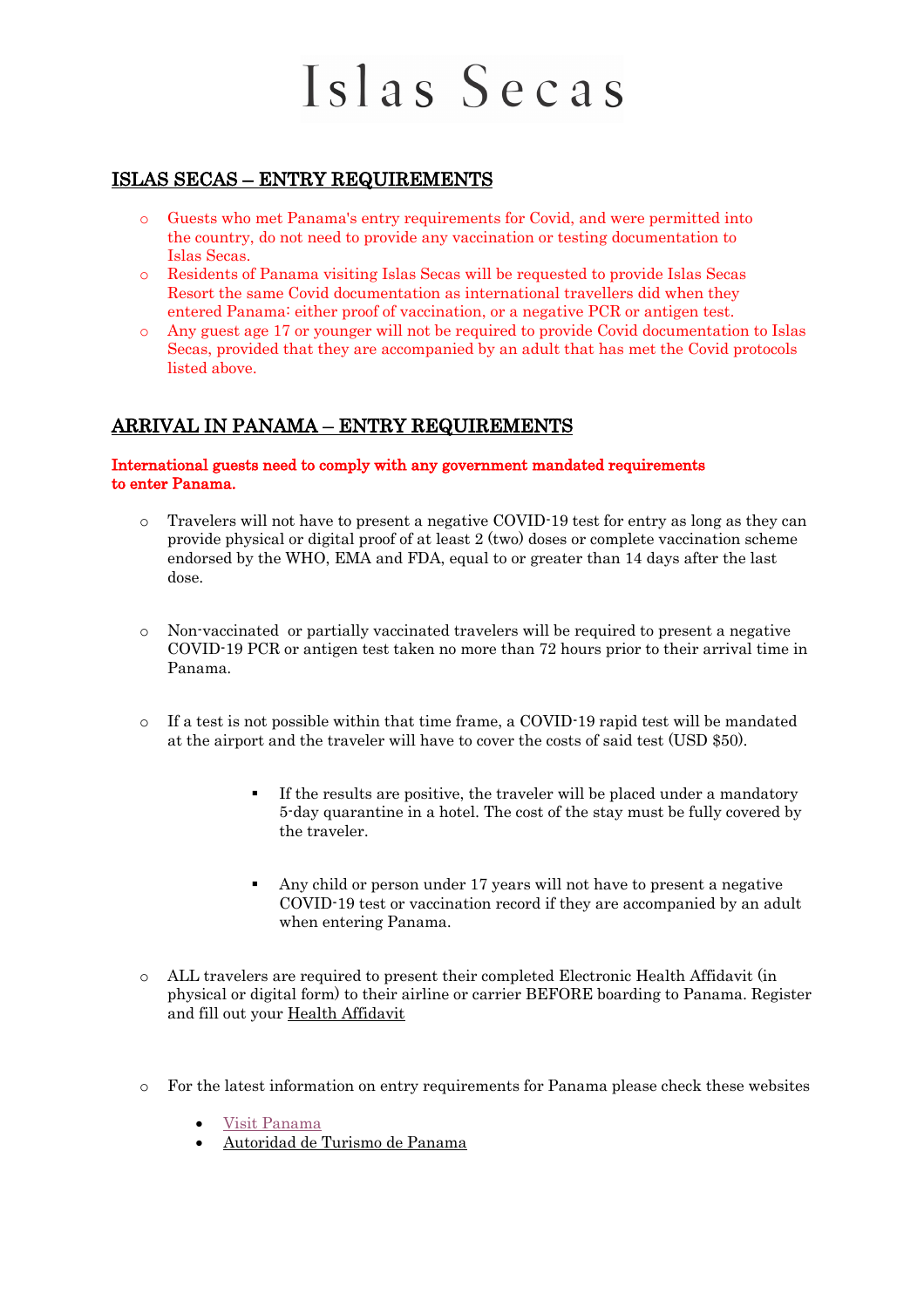# Islas Secas

## ISLAS SECAS – ENTRY REQUIREMENTS

- Guests who met Panama's entry requirements for Covid, and were permitted into the country, do not need to provide any vaccination or testing documentation to Islas Secas.
- Residents of Panama visiting Islas Secas will be requested to provide Islas Secas Resort the same Covid documentation as international travellers did when they entered Panama: either proof of vaccination, or a negative PCR or antigen test.
- Any guest age 17 or younger will not be required to provide Covid documentation to Islas Secas, provided that they are accompanied by an adult that has met the Covid protocols listed above.

## ARRIVAL IN PANAMA – ENTRY REQUIREMENTS

**International guests need to comply with any government mandated requirements to enter Panama.**

- Travelers will not have to present a negative COVID-19 test for entry as long as they can provide physical or digital proof of at least 2 (two) doses or complete vaccination scheme endorsed by the WHO, EMA and FDA, equal to or greater than 14 days after the last dose.
- Non-vaccinated or partially vaccinated travelers will be required to present a negative COVID-19 PCR or antigen test taken no more than 72 hours prior to their arrival time in Panama.
- If a test is not possible within that time frame, a COVID-19 rapid test will be mandated at the airport and the traveler will have to cover the costs of said test (USD $50).
    - If the results are positive, the traveler will be placed under a mandatory 5-day quarantine in a hotel. The cost of the stay must be fully covered by the traveler.
    - Any child or person under 17 years will not have to present a negative COVID-19 test or vaccination record if they are accompanied by an adult when entering Panama.
- ALL travelers are required to present their completed Electronic Health Affidavit (in physical or digital form) to their airline or carrier BEFORE boarding to Panama. Register and fill out your Health Affidavit
- For the latest information on entry requirements for Panama please check these websites
    - Visit Panama
    - Autoridad de Turismo de Panama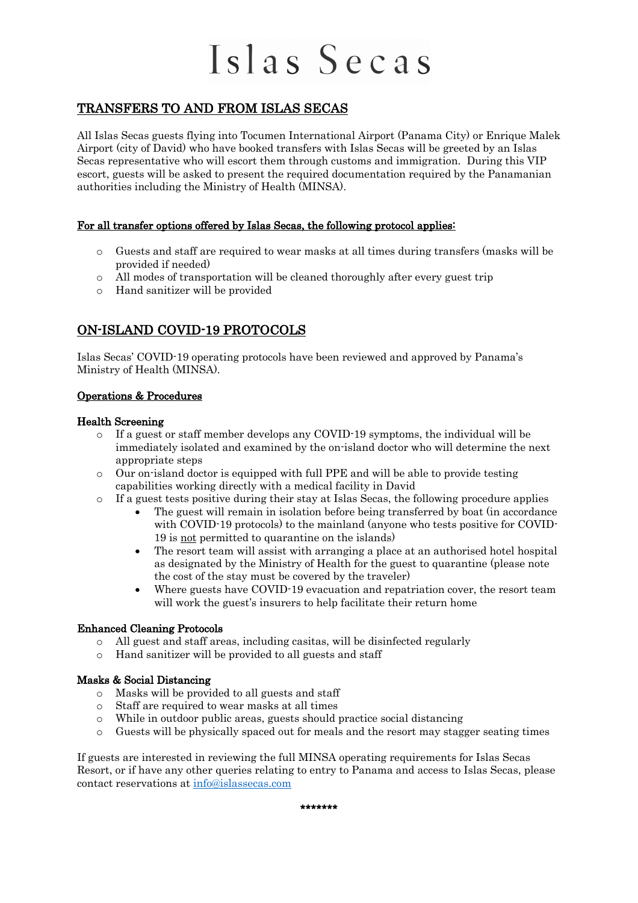# Islas Secas

## TRANSFERS TO AND FROM ISLAS SECAS

All Islas Secas guests flying into Tocumen International Airport (Panama City) or Enrique Malek Airport (city of David) who have booked transfers with Islas Secas will be greeted by an Islas Secas representative who will escort them through customs and immigration. During this VIP escort, guests will be asked to present the required documentation required by the Panamanian authorities including the Ministry of Health (MINSA).

**For all transfer options offered by Islas Secas, the following protocol applies:**

- Guests and staff are required to wear masks at all times during transfers (masks will be provided if needed)
- All modes of transportation will be cleaned thoroughly after every guest trip
- Hand sanitizer will be provided

## ON-ISLAND COVID-19 PROTOCOLS

Islas Secas' COVID-19 operating protocols have been reviewed and approved by Panama's Ministry of Health (MINSA).

### Operations & Procedures

#### Health Screening

- If a guest or staff member develops any COVID-19 symptoms, the individual will be immediately isolated and examined by the on-island doctor who will determine the next appropriate steps
- Our on-island doctor is equipped with full PPE and will be able to provide testing capabilities working directly with a medical facility in David
- If a guest tests positive during their stay at Islas Secas, the following procedure applies
  - The guest will remain in isolation before being transferred by boat (in accordance with COVID-19 protocols) to the mainland (anyone who tests positive for COVID-19 is not permitted to quarantine on the islands)
  - The resort team will assist with arranging a place at an authorised hotel hospital as designated by the Ministry of Health for the guest to quarantine (please note the cost of the stay must be covered by the traveler)
  - Where guests have COVID-19 evacuation and repatriation cover, the resort team will work the guest's insurers to help facilitate their return home

#### Enhanced Cleaning Protocols

- All guest and staff areas, including casitas, will be disinfected regularly
- Hand sanitizer will be provided to all guests and staff

#### Masks & Social Distancing

- Masks will be provided to all guests and staff
- Staff are required to wear masks at all times
- While in outdoor public areas, guests should practice social distancing
- Guests will be physically spaced out for meals and the resort may stagger seating times

If guests are interested in reviewing the full MINSA operating requirements for Islas Secas Resort, or if have any other queries relating to entry to Panama and access to Islas Secas, please contact reservations at info@islassecas.com

*******